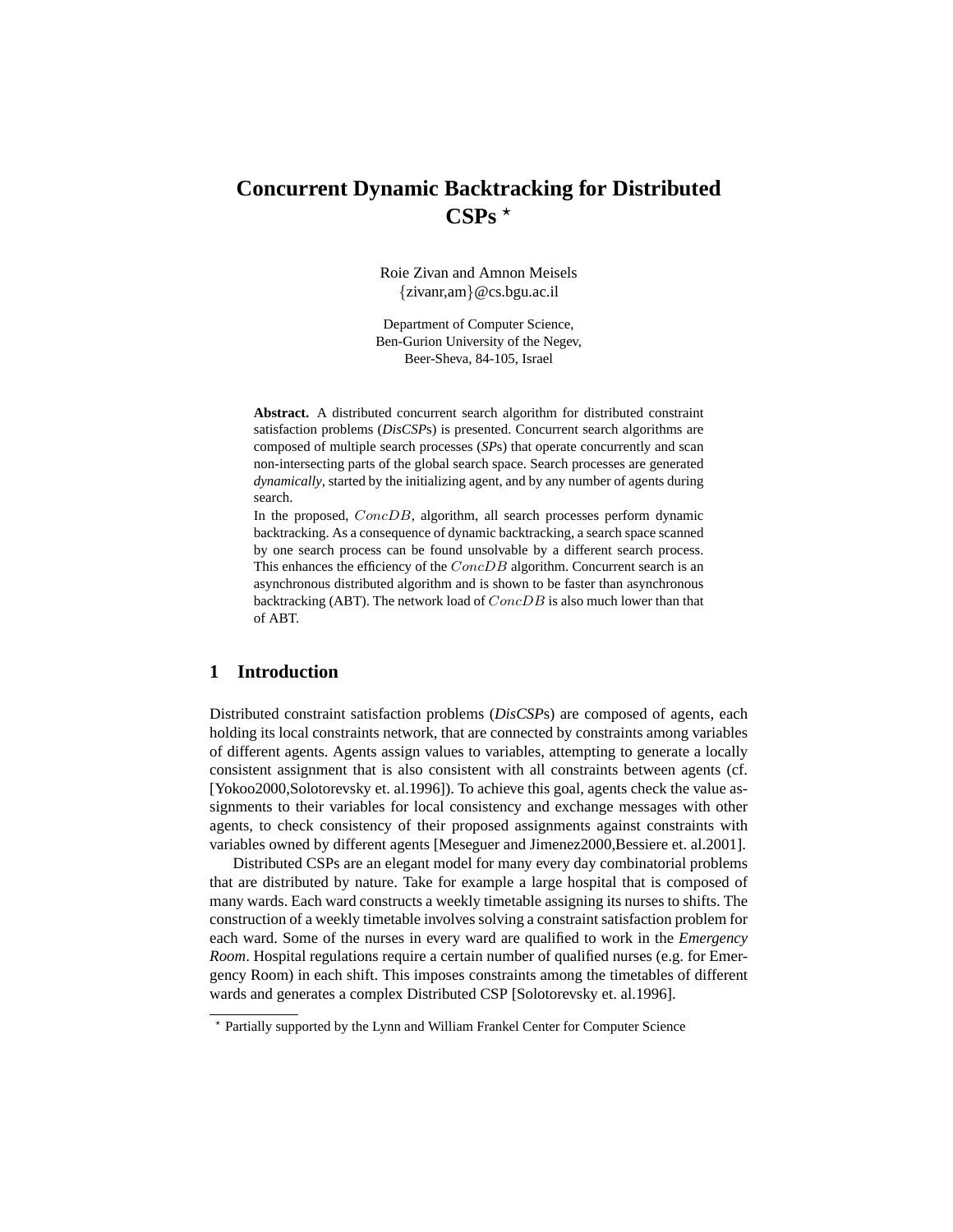# Concurrent Dynamic Backtracking for Distributed CSPs ⋆

Roie Zivan and Amnon Meisels
{zivanr,am}@cs.bgu.ac.il

Department of Computer Science,
Ben-Gurion University of the Negev,
Beer-Sheva, 84-105, Israel

**Abstract.** A distributed concurrent search algorithm for distributed constraint satisfaction problems (*DisCSPs*) is presented. Concurrent search algorithms are composed of multiple search processes (*SPs*) that operate concurrently and scan non-intersecting parts of the global search space. Search processes are generated *dynamically*, started by the initializing agent, and by any number of agents during search.
In the proposed, $ConcDB$, algorithm, all search processes perform dynamic backtracking. As a consequence of dynamic backtracking, a search space scanned by one search process can be found unsolvable by a different search process. This enhances the efficiency of the $ConcDB$ algorithm. Concurrent search is an asynchronous distributed algorithm and is shown to be faster than asynchronous backtracking (ABT). The network load of $ConcDB$ is also much lower than that of ABT.

## 1 Introduction

Distributed constraint satisfaction problems (*DisCSPs*) are composed of agents, each holding its local constraints network, that are connected by constraints among variables of different agents. Agents assign values to variables, attempting to generate a locally consistent assignment that is also consistent with all constraints between agents (cf. [Yokoo2000,Solotorevsky et. al.1996]). To achieve this goal, agents check the value assignments to their variables for local consistency and exchange messages with other agents, to check consistency of their proposed assignments against constraints with variables owned by different agents [Meseguer and Jimenez2000,Bessiere et. al.2001].

Distributed CSPs are an elegant model for many every day combinatorial problems that are distributed by nature. Take for example a large hospital that is composed of many wards. Each ward constructs a weekly timetable assigning its nurses to shifts. The construction of a weekly timetable involves solving a constraint satisfaction problem for each ward. Some of the nurses in every ward are qualified to work in the *Emergency Room*. Hospital regulations require a certain number of qualified nurses (e.g. for Emergency Room) in each shift. This imposes constraints among the timetables of different wards and generates a complex Distributed CSP [Solotorevsky et. al.1996].

⋆ Partially supported by the Lynn and William Frankel Center for Computer Science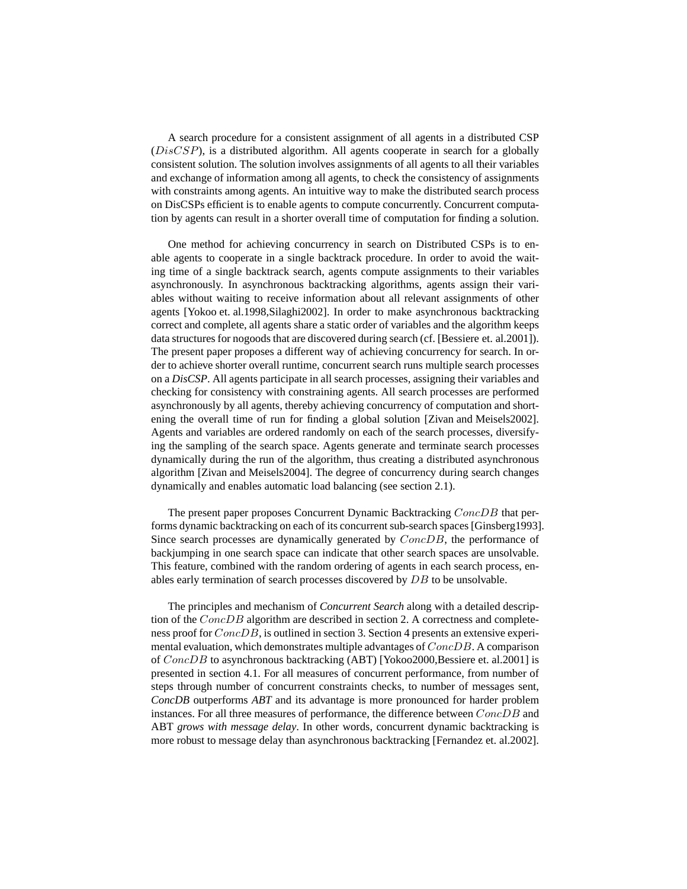A search procedure for a consistent assignment of all agents in a distributed CSP ($DisCSP$), is a distributed algorithm. All agents cooperate in search for a globally consistent solution. The solution involves assignments of all agents to all their variables and exchange of information among all agents, to check the consistency of assignments with constraints among agents. An intuitive way to make the distributed search process on DisCSPs efficient is to enable agents to compute concurrently. Concurrent computation by agents can result in a shorter overall time of computation for finding a solution.

One method for achieving concurrency in search on Distributed CSPs is to enable agents to cooperate in a single backtrack procedure. In order to avoid the waiting time of a single backtrack search, agents compute assignments to their variables asynchronously. In asynchronous backtracking algorithms, agents assign their variables without waiting to receive information about all relevant assignments of other agents [Yokoo et. al.1998,Silaghi2002]. In order to make asynchronous backtracking correct and complete, all agents share a static order of variables and the algorithm keeps data structures for nogoods that are discovered during search (cf. [Bessiere et. al.2001]). The present paper proposes a different way of achieving concurrency for search. In order to achieve shorter overall runtime, concurrent search runs multiple search processes on a *DisCSP*. All agents participate in all search processes, assigning their variables and checking for consistency with constraining agents. All search processes are performed asynchronously by all agents, thereby achieving concurrency of computation and shortening the overall time of run for finding a global solution [Zivan and Meisels2002]. Agents and variables are ordered randomly on each of the search processes, diversifying the sampling of the search space. Agents generate and terminate search processes dynamically during the run of the algorithm, thus creating a distributed asynchronous algorithm [Zivan and Meisels2004]. The degree of concurrency during search changes dynamically and enables automatic load balancing (see section 2.1).

The present paper proposes Concurrent Dynamic Backtracking $ConcDB$ that performs dynamic backtracking on each of its concurrent sub-search spaces [Ginsberg1993]. Since search processes are dynamically generated by $ConcDB$, the performance of backjumping in one search space can indicate that other search spaces are unsolvable. This feature, combined with the random ordering of agents in each search process, enables early termination of search processes discovered by $DB$ to be unsolvable.

The principles and mechanism of *Concurrent Search* along with a detailed description of the $ConcDB$ algorithm are described in section 2. A correctness and completeness proof for $ConcDB$, is outlined in section 3. Section 4 presents an extensive experimental evaluation, which demonstrates multiple advantages of $ConcDB$. A comparison of $ConcDB$ to asynchronous backtracking (ABT) [Yokoo2000,Bessiere et. al.2001] is presented in section 4.1. For all measures of concurrent performance, from number of steps through number of concurrent constraints checks, to number of messages sent, *ConcDB* outperforms *ABT* and its advantage is more pronounced for harder problem instances. For all three measures of performance, the difference between $ConcDB$ and ABT *grows with message delay*. In other words, concurrent dynamic backtracking is more robust to message delay than asynchronous backtracking [Fernandez et. al.2002].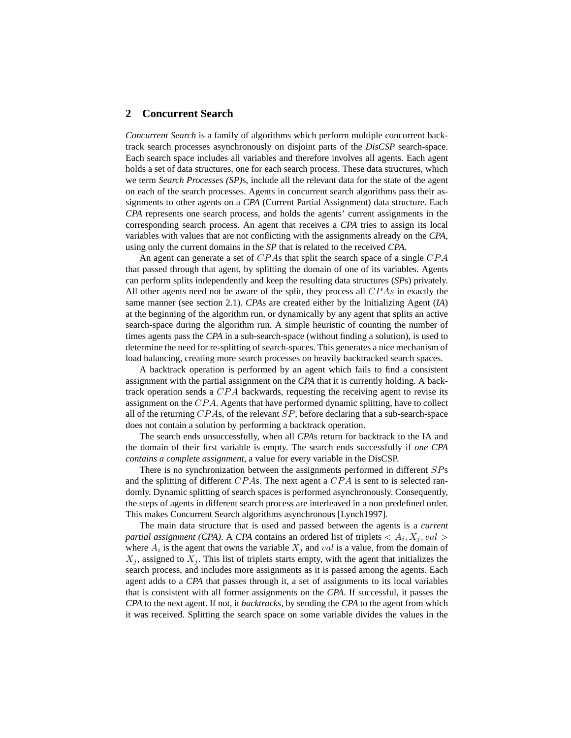## 2 Concurrent Search

*Concurrent Search* is a family of algorithms which perform multiple concurrent backtrack search processes asynchronously on disjoint parts of the *DisCSP* search-space. Each search space includes all variables and therefore involves all agents. Each agent holds a set of data structures, one for each search process. These data structures, which we term *Search Processes (SP)*s, include all the relevant data for the state of the agent on each of the search processes. Agents in concurrent search algorithms pass their assignments to other agents on a *CPA* (Current Partial Assignment) data structure. Each *CPA* represents one search process, and holds the agents' current assignments in the corresponding search process. An agent that receives a *CPA* tries to assign its local variables with values that are not conflicting with the assignments already on the *CPA*, using only the current domains in the *SP* that is related to the received *CPA*.

An agent can generate a set of $CPAs$ that split the search space of a single $CPA$ that passed through that agent, by splitting the domain of one of its variables. Agents can perform splits independently and keep the resulting data structures (*SP*s) privately. All other agents need not be aware of the split, they process all $CPAs$ in exactly the same manner (see section 2.1). *CPA*s are created either by the Initializing Agent (*IA*) at the beginning of the algorithm run, or dynamically by any agent that splits an active search-space during the algorithm run. A simple heuristic of counting the number of times agents pass the *CPA* in a sub-search-space (without finding a solution), is used to determine the need for re-splitting of search-spaces. This generates a nice mechanism of load balancing, creating more search processes on heavily backtracked search spaces.

A backtrack operation is performed by an agent which fails to find a consistent assignment with the partial assignment on the *CPA* that it is currently holding. A backtrack operation sends a $CPA$ backwards, requesting the receiving agent to revise its assignment on the $CPA$. Agents that have performed dynamic splitting, have to collect all of the returning $CPA$s, of the relevant $SP$, before declaring that a sub-search-space does not contain a solution by performing a backtrack operation.

The search ends unsuccessfully, when all *CPA*s return for backtrack to the IA and the domain of their first variable is empty. The search ends successfully if *one CPA contains a complete assignment*, a value for every variable in the DisCSP.

There is no synchronization between the assignments performed in different $SP$s and the splitting of different $CPA$s. The next agent a $CPA$ is sent to is selected randomly. Dynamic splitting of search spaces is performed asynchronously. Consequently, the steps of agents in different search process are interleaved in a non predefined order. This makes Concurrent Search algorithms asynchronous [Lynch1997].

The main data structure that is used and passed between the agents is a *current partial assignment (CPA)*. A *CPA* contains an ordered list of triplets $< A_i, X_j, val >$ where $A_i$ is the agent that owns the variable $X_j$ and $val$ is a value, from the domain of $X_j$, assigned to $X_j$. This list of triplets starts empty, with the agent that initializes the search process, and includes more assignments as it is passed among the agents. Each agent adds to a *CPA* that passes through it, a set of assignments to its local variables that is consistent with all former assignments on the *CPA*. If successful, it passes the *CPA* to the next agent. If not, it *backtracks*, by sending the *CPA* to the agent from which it was received. Splitting the search space on some variable divides the values in the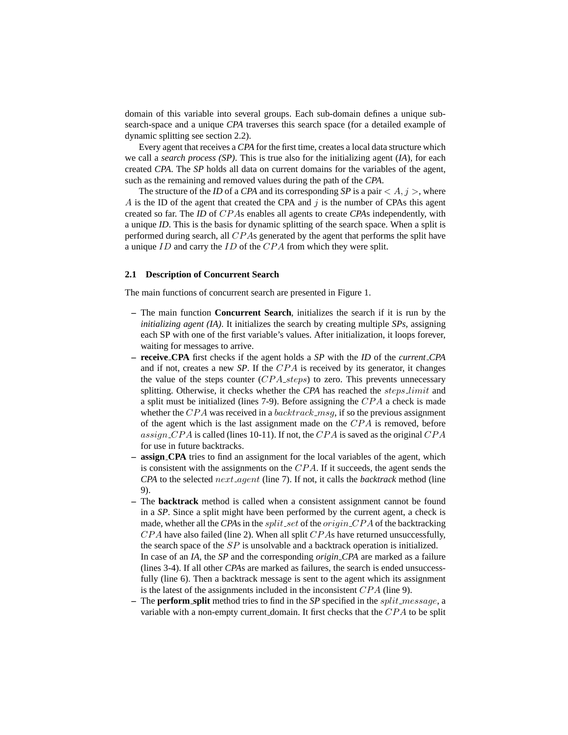domain of this variable into several groups. Each sub-domain defines a unique sub-search-space and a unique *CPA* traverses this search space (for a detailed example of dynamic splitting see section 2.2).

Every agent that receives a *CPA* for the first time, creates a local data structure which we call a *search process (SP)*. This is true also for the initializing agent (*IA*), for each created *CPA*. The *SP* holds all data on current domains for the variables of the agent, such as the remaining and removed values during the path of the *CPA*.

The structure of the *ID* of a *CPA* and its corresponding *SP* is a pair $< A, j >$, where $A$ is the ID of the agent that created the CPA and $j$ is the number of CPAs this agent created so far. The *ID* of $CPA$s enables all agents to create *CPA*s independently, with a unique *ID*. This is the basis for dynamic splitting of the search space. When a split is performed during search, all $CPA$s generated by the agent that performs the split have a unique $ID$ and carry the $ID$ of the $CPA$ from which they were split.

### 2.1 Description of Concurrent Search

The main functions of concurrent search are presented in Figure 1.

- The main function **Concurrent Search**, initializes the search if it is run by the *initializing agent (IA)*. It initializes the search by creating multiple *SPs*, assigning each SP with one of the first variable's values. After initialization, it loops forever, waiting for messages to arrive.
- **receive_CPA** first checks if the agent holds a *SP* with the *ID* of the *current_CPA* and if not, creates a new *SP*. If the $CPA$ is received by its generator, it changes the value of the steps counter ($CPA\_steps$) to zero. This prevents unnecessary splitting. Otherwise, it checks whether the *CPA* has reached the $steps\_limit$ and a split must be initialized (lines 7-9). Before assigning the $CPA$ a check is made whether the $CPA$ was received in a $backtrack\_msg$, if so the previous assignment of the agent which is the last assignment made on the $CPA$ is removed, before $assign\_CPA$ is called (lines 10-11). If not, the $CPA$ is saved as the original $CPA$ for use in future backtracks.
- **assign_CPA** tries to find an assignment for the local variables of the agent, which is consistent with the assignments on the $CPA$. If it succeeds, the agent sends the *CPA* to the selected $next\_agent$ (line 7). If not, it calls the *backtrack* method (line 9).
- The **backtrack** method is called when a consistent assignment cannot be found in a *SP*. Since a split might have been performed by the current agent, a check is made, whether all the *CPA*s in the $split\_set$ of the $origin\_CPA$ of the backtracking $CPA$ have also failed (line 2). When all split $CPA$s have returned unsuccessfully, the search space of the $SP$ is unsolvable and a backtrack operation is initialized. In case of an *IA*, the *SP* and the corresponding *origin_CPA* are marked as a failure (lines 3-4). If all other *CPA*s are marked as failures, the search is ended unsuccessfully (line 6). Then a backtrack message is sent to the agent which its assignment is the latest of the assignments included in the inconsistent $CPA$ (line 9).
- The **perform_split** method tries to find in the *SP* specified in the $split\_message$, a variable with a non-empty current_domain. It first checks that the $CPA$ to be split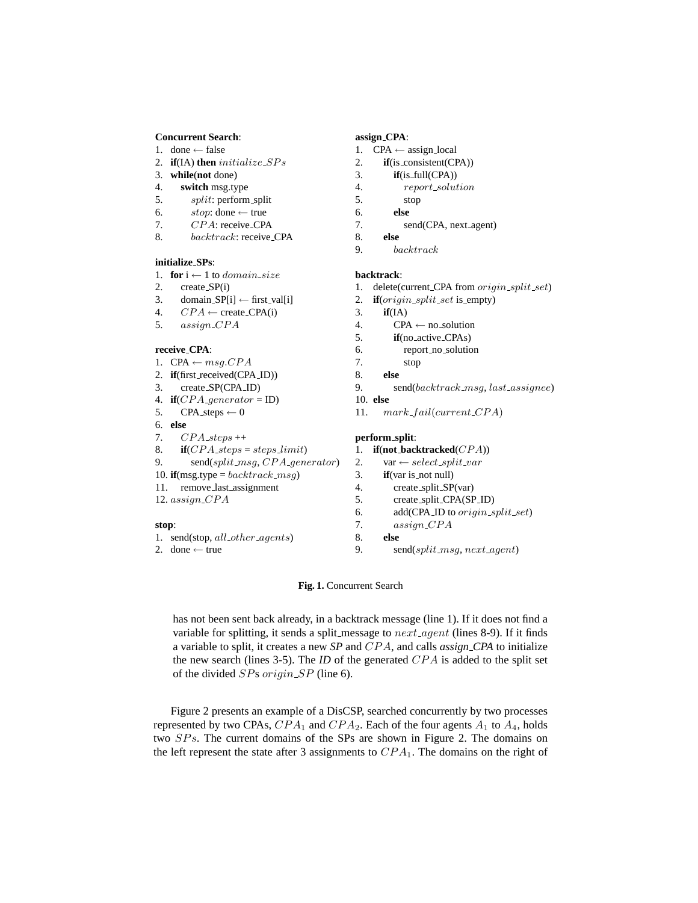**Concurrent Search**:

```
1. done ← false
2. if(IA) then initialize_SPs
3. while(not done)
4.    switch msg.type
5.       split: perform_split
6.       stop: done ← true
7.       CPA: receive_CPA
8.       backtrack: receive_CPA
```

**initialize_SPs**:

```
1. for i ← 1 to domain_size
2.    create_SP(i)
3.    domain_SP[i] ← first_val[i]
4.    CPA ← create_CPA(i)
5.    assign_CPA
```

**receive_CPA**:

```
1. CPA ← msg.CPA
2. if(first_received(CPA_ID))
3.    create_SP(CPA_ID)
4. if(CPA_generator = ID)
5.    CPA_steps ← 0
6. else
7.    CPA_steps ++
8.    if(CPA_steps = steps_limit)
9.       send(split_msg, CPA_generator)
10. if(msg.type = backtrack_msg)
11.    remove_last_assignment
12. assign_CPA
```

**stop**:

```
1. send(stop, all_other_agents)
2. done ← true
```

**assign_CPA**:

```
1. CPA ← assign_local
2.    if(is_consistent(CPA))
3.       if(is_full(CPA))
4.          report_solution
5.          stop
6.       else
7.          send(CPA, next_agent)
8.    else
9.       backtrack
```

**backtrack**:

```
1. delete(current_CPA from origin_split_set)
2. if(origin_split_set is_empty)
3.    if(IA)
4.       CPA ← no_solution
5.       if(no_active_CPAs)
6.          report_no_solution
7.          stop
8.    else
9.       send(backtrack_msg, last_assignee)
10. else
11.    mark_fail(current_CPA)
```

**perform_split**:

```
1. if(not_backtracked(CPA))
2.    var ← select_split_var
3.    if(var is_not null)
4.       create_split_SP(var)
5.       create_split_CPA(SP_ID)
6.       add(CPA_ID to origin_split_set)
7.       assign_CPA
8.    else
9.       send(split_msg, next_agent)
```

**Fig. 1.** Concurrent Search

has not been sent back already, in a backtrack message (line 1). If it does not find a variable for splitting, it sends a split_message to $next\_agent$ (lines 8-9). If it finds a variable to split, it creates a new *SP* and $CPA$, and calls *assign_CPA* to initialize the new search (lines 3-5). The *ID* of the generated $CPA$ is added to the split set of the divided $SP$s $origin\_SP$ (line 6).

Figure 2 presents an example of a DisCSP, searched concurrently by two processes represented by two CPAs, $CPA_1$ and $CPA_2$. Each of the four agents $A_1$ to $A_4$, holds two $SPs$. The current domains of the SPs are shown in Figure 2. The domains on the left represent the state after 3 assignments to $CPA_1$. The domains on the right of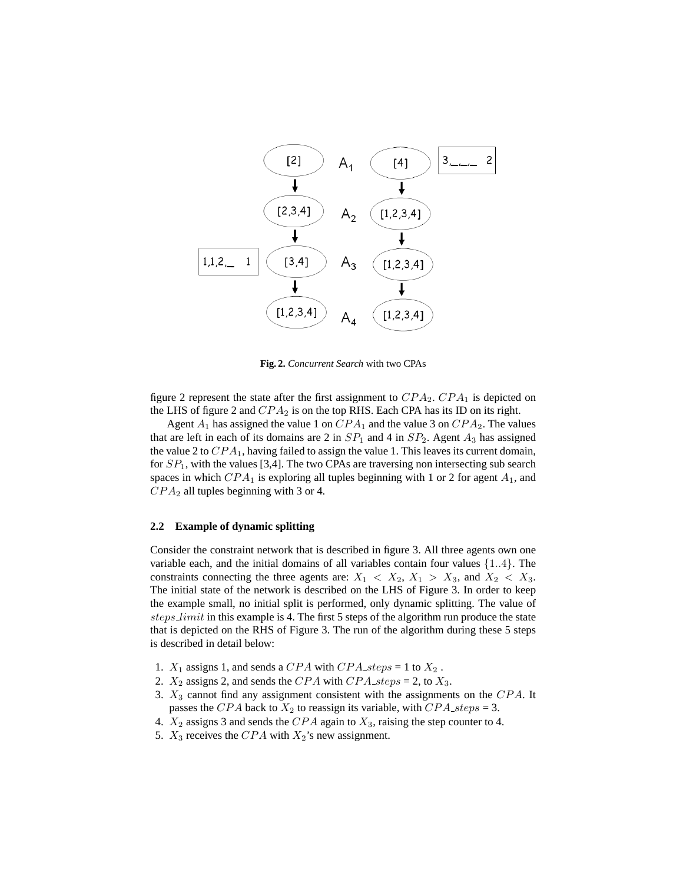**Fig. 2.** *Concurrent Search* with two CPAs

figure 2 represent the state after the first assignment to $CPA_2$. $CPA_1$ is depicted on the LHS of figure 2 and $CPA_2$ is on the top RHS. Each CPA has its ID on its right.

Agent $A_1$ has assigned the value 1 on $CPA_1$ and the value 3 on $CPA_2$. The values that are left in each of its domains are 2 in $SP_1$ and 4 in $SP_2$. Agent $A_3$ has assigned the value 2 to $CPA_1$, having failed to assign the value 1. This leaves its current domain, for $SP_1$, with the values [3,4]. The two CPAs are traversing non intersecting sub search spaces in which $CPA_1$ is exploring all tuples beginning with 1 or 2 for agent $A_1$, and $CPA_2$ all tuples beginning with 3 or 4.

### 2.2 Example of dynamic splitting

Consider the constraint network that is described in figure 3. All three agents own one variable each, and the initial domains of all variables contain four values $\{1..4\}$. The constraints connecting the three agents are: $X_1 < X_2$, $X_1 > X_3$, and $X_2 < X_3$. The initial state of the network is described on the LHS of Figure 3. In order to keep the example small, no initial split is performed, only dynamic splitting. The value of $steps\_limit$ in this example is 4. The first 5 steps of the algorithm run produce the state that is depicted on the RHS of Figure 3. The run of the algorithm during these 5 steps is described in detail below:

1. $X_1$ assigns 1, and sends a $CPA$ with $CPA\_steps$ = 1 to $X_2$ .
2. $X_2$ assigns 2, and sends the $CPA$ with $CPA\_steps$ = 2, to $X_3$.
3. $X_3$ cannot find any assignment consistent with the assignments on the $CPA$. It passes the $CPA$ back to $X_2$ to reassign its variable, with $CPA\_steps$ = 3.
4. $X_2$ assigns 3 and sends the $CPA$ again to $X_3$, raising the step counter to 4.
5. $X_3$ receives the $CPA$ with $X_2$'s new assignment.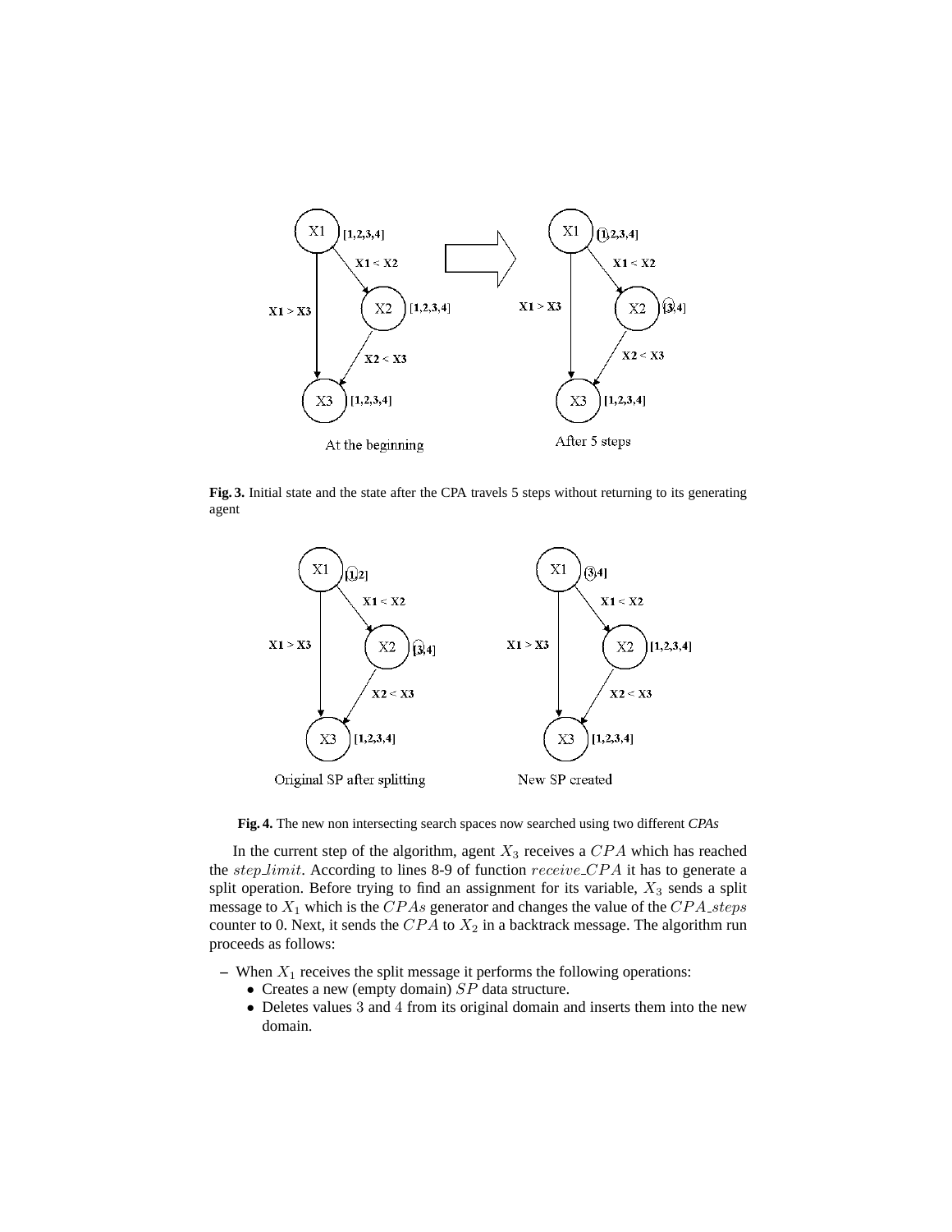**Fig. 3.** Initial state and the state after the CPA travels 5 steps without returning to its generating agent

**Fig. 4.** The new non intersecting search spaces now searched using two different *CPAs*

In the current step of the algorithm, agent $X_3$ receives a $CPA$ which has reached the $step\_limit$. According to lines 8-9 of function $receive\_CPA$ it has to generate a split operation. Before trying to find an assignment for its variable, $X_3$ sends a split message to $X_1$ which is the $CPAs$ generator and changes the value of the $CPA\_steps$ counter to 0. Next, it sends the $CPA$ to $X_2$ in a backtrack message. The algorithm run proceeds as follows:

- When $X_1$ receives the split message it performs the following operations:
  - Creates a new (empty domain) $SP$ data structure.
  - Deletes values 3 and 4 from its original domain and inserts them into the new domain.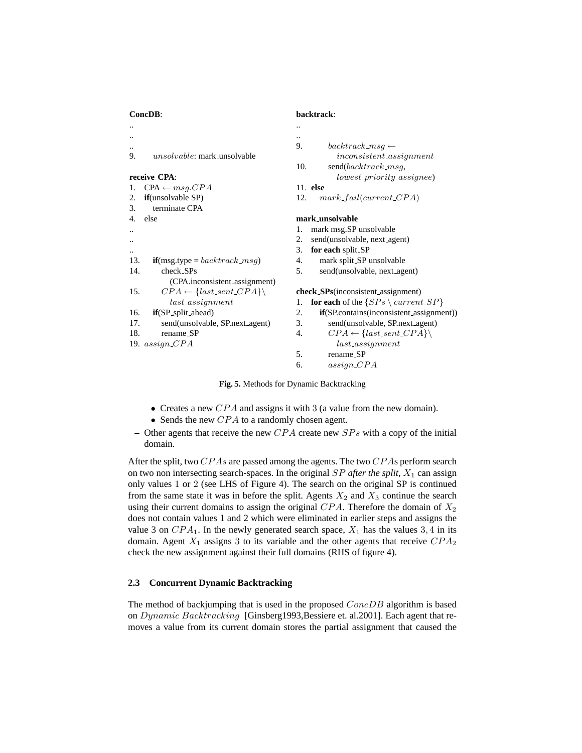```
ConcDB:
..
..
..
9.      unsolvable: mark_unsolvable

receive_CPA:
1.  CPA ← msg.CPA
2.  if(unsolvable SP)
3.     terminate CPA
4.  else
..
..
..
13.    if(msg.type = backtrack_msg)
14.       check_SPs
             (CPA.inconsistent_assignment)
15.       CPA ← {last_sent_CPA}\
             last_assignment
16.    if(SP_split_ahead)
17.       send(unsolvable, SP.next_agent)
18.       rename_SP
19. assign_CPA
```

```
backtrack:
..
..
9.        backtrack_msg ←
             inconsistent_assignment
10.       send(backtrack_msg,
             lowest_priority_assignee)
11. else
12.    mark_fail(current_CPA)

mark_unsolvable
1.  mark msg.SP unsolvable
2.  send(unsolvable, next_agent)
3.  for each split_SP
4.     mark split_SP unsolvable
5.     send(unsolvable, next_agent)

check_SPs(inconsistent_assignment)
1.  for each of the {SPs \ current_SP}
2.     if(SP.contains(inconsistent_assignment))
3.        send(unsolvable, SP.next_agent)
4.        CPA ← {last_sent_CPA}\
             last_assignment
5.        rename_SP
6.        assign_CPA
```

**Fig. 5.** Methods for Dynamic Backtracking

- Creates a new $CPA$ and assigns it with $3$ (a value from the new domain).
- Sends the new $CPA$ to a randomly chosen agent.

– Other agents that receive the new $CPA$ create new $SPs$ with a copy of the initial domain.

After the split, two $CPAs$ are passed among the agents. The two $CPA$s perform search on two non intersecting search-spaces. In the original $SP$ *after the split*, $X_1$ can assign only values $1$ or $2$ (see LHS of Figure 4). The search on the original SP is continued from the same state it was in before the split. Agents $X_2$ and $X_3$ continue the search using their current domains to assign the original $CPA$. Therefore the domain of $X_2$ does not contain values 1 and 2 which were eliminated in earlier steps and assigns the value 3 on $CPA_1$. In the newly generated search space, $X_1$ has the values $3, 4$ in its domain. Agent $X_1$ assigns $3$ to its variable and the other agents that receive $CPA_2$ check the new assignment against their full domains (RHS of figure 4).

### 2.3 Concurrent Dynamic Backtracking

The method of backjumping that is used in the proposed $ConcDB$ algorithm is based on $Dynamic\ Backtracking$ [Ginsberg1993,Bessiere et. al.2001]. Each agent that removes a value from its current domain stores the partial assignment that caused the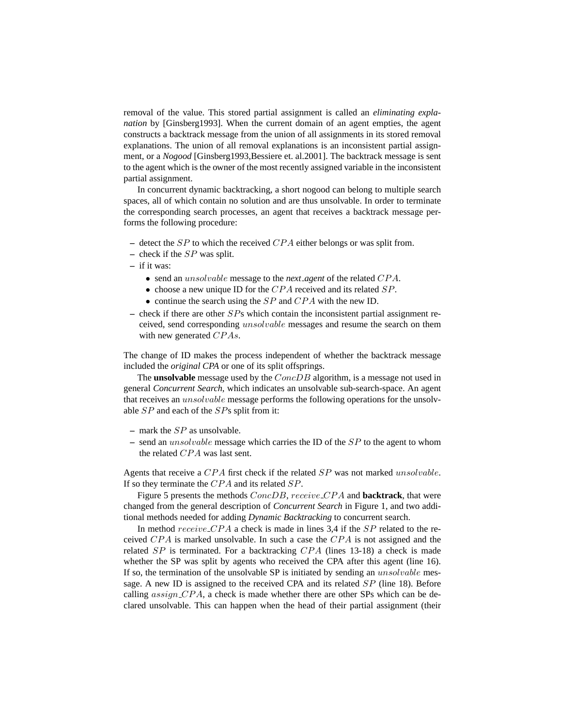removal of the value. This stored partial assignment is called an *eliminating explanation* by [Ginsberg1993]. When the current domain of an agent empties, the agent constructs a backtrack message from the union of all assignments in its stored removal explanations. The union of all removal explanations is an inconsistent partial assignment, or a *Nogood* [Ginsberg1993,Bessiere et. al.2001]. The backtrack message is sent to the agent which is the owner of the most recently assigned variable in the inconsistent partial assignment.

In concurrent dynamic backtracking, a short nogood can belong to multiple search spaces, all of which contain no solution and are thus unsolvable. In order to terminate the corresponding search processes, an agent that receives a backtrack message performs the following procedure:

- detect the $SP$ to which the received $CPA$ either belongs or was split from.
- check if the $SP$ was split.
- if it was:
  - send an $unsolvable$ message to the ***next_agent*** of the related $CPA$.
  - choose a new unique ID for the $CPA$ received and its related $SP$.
  - continue the search using the $SP$ and $CPA$ with the new ID.
- check if there are other $SP$s which contain the inconsistent partial assignment received, send corresponding $unsolvable$ messages and resume the search on them with new generated $CPAs$.

The change of ID makes the process independent of whether the backtrack message included the ***original CPA*** or one of its split offsprings.

The **unsolvable** message used by the $ConcDB$ algorithm, is a message not used in general *Concurrent Search*, which indicates an unsolvable sub-search-space. An agent that receives an $unsolvable$ message performs the following operations for the unsolvable $SP$ and each of the $SP$s split from it:

- mark the $SP$ as unsolvable.
- send an $unsolvable$ message which carries the ID of the $SP$ to the agent to whom the related $CPA$ was last sent.

Agents that receive a $CPA$ first check if the related $SP$ was not marked $unsolvable$. If so they terminate the $CPA$ and its related $SP$.

Figure 5 presents the methods $ConcDB$, $receive\_CPA$ and **backtrack**, that were changed from the general description of *Concurrent Search* in Figure 1, and two additional methods needed for adding *Dynamic Backtracking* to concurrent search.

In method $receive\_CPA$ a check is made in lines 3,4 if the $SP$ related to the received $CPA$ is marked unsolvable. In such a case the $CPA$ is not assigned and the related $SP$ is terminated. For a backtracking $CPA$ (lines 13-18) a check is made whether the SP was split by agents who received the CPA after this agent (line 16). If so, the termination of the unsolvable SP is initiated by sending an $unsolvable$ message. A new ID is assigned to the received CPA and its related $SP$ (line 18). Before calling $assign\_CPA$, a check is made whether there are other SPs which can be declared unsolvable. This can happen when the head of their partial assignment (their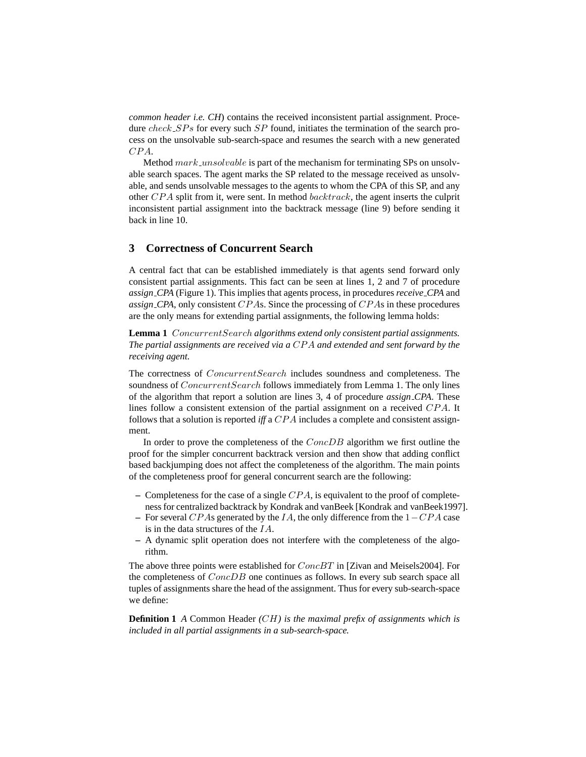*common header i.e. CH*) contains the received inconsistent partial assignment. Procedure $check\_SPs$ for every such $SP$ found, initiates the termination of the search process on the unsolvable sub-search-space and resumes the search with a new generated $CPA$.

Method $mark\_unsolvable$ is part of the mechanism for terminating SPs on unsolvable search spaces. The agent marks the SP related to the message received as unsolvable, and sends unsolvable messages to the agents to whom the CPA of this SP, and any other $CPA$ split from it, were sent. In method $backtrack$, the agent inserts the culprit inconsistent partial assignment into the backtrack message (line 9) before sending it back in line 10.

## 3 Correctness of Concurrent Search

A central fact that can be established immediately is that agents send forward only consistent partial assignments. This fact can be seen at lines 1, 2 and 7 of procedure *assign_CPA* (Figure 1). This implies that agents process, in procedures *receive_CPA* and *assign_CPA*, only consistent $CPA$s. Since the processing of $CPA$s in these procedures are the only means for extending partial assignments, the following lemma holds:

**Lemma 1** *$ConcurrentSearch$ algorithms extend only consistent partial assignments. The partial assignments are received via a $CPA$ and extended and sent forward by the receiving agent.*

The correctness of $ConcurrentSearch$ includes soundness and completeness. The soundness of $ConcurrentSearch$ follows immediately from Lemma 1. The only lines of the algorithm that report a solution are lines 3, 4 of procedure *assign_CPA*. These lines follow a consistent extension of the partial assignment on a received $CPA$. It follows that a solution is reported *iff* a $CPA$ includes a complete and consistent assignment.

In order to prove the completeness of the $ConcDB$ algorithm we first outline the proof for the simpler concurrent backtrack version and then show that adding conflict based backjumping does not affect the completeness of the algorithm. The main points of the completeness proof for general concurrent search are the following:

- Completeness for the case of a single $CPA$, is equivalent to the proof of completeness for centralized backtrack by Kondrak and vanBeek [Kondrak and vanBeek1997].
- For several $CPA$s generated by the $IA$, the only difference from the $1-CPA$ case is in the data structures of the $IA$.
- A dynamic split operation does not interfere with the completeness of the algorithm.

The above three points were established for $ConcBT$ in [Zivan and Meisels2004]. For the completeness of $ConcDB$ one continues as follows. In every sub search space all tuples of assignments share the head of the assignment. Thus for every sub-search-space we define:

**Definition 1** *A* Common Header *($CH$) is the maximal prefix of assignments which is included in all partial assignments in a sub-search-space.*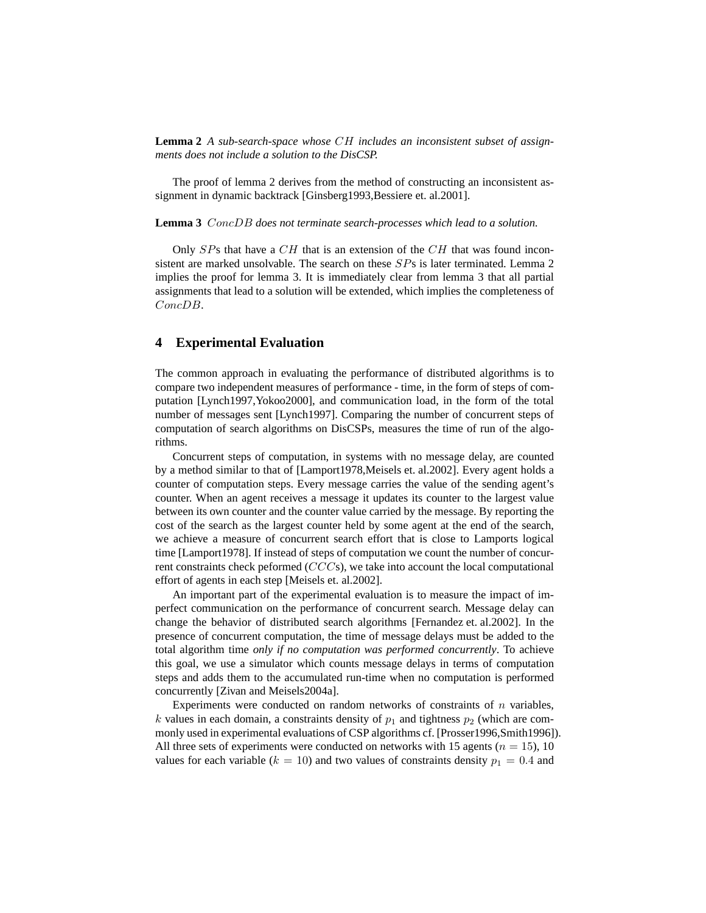**Lemma 2** *A sub-search-space whose $CH$ includes an inconsistent subset of assignments does not include a solution to the DisCSP.*

The proof of lemma 2 derives from the method of constructing an inconsistent assignment in dynamic backtrack [Ginsberg1993,Bessiere et. al.2001].

**Lemma 3** *$ConcDB$ does not terminate search-processes which lead to a solution.*

Only $SP$s that have a $CH$ that is an extension of the $CH$ that was found inconsistent are marked unsolvable. The search on these $SP$s is later terminated. Lemma 2 implies the proof for lemma 3. It is immediately clear from lemma 3 that all partial assignments that lead to a solution will be extended, which implies the completeness of $ConcDB$.

## 4 Experimental Evaluation

The common approach in evaluating the performance of distributed algorithms is to compare two independent measures of performance - time, in the form of steps of computation [Lynch1997,Yokoo2000], and communication load, in the form of the total number of messages sent [Lynch1997]. Comparing the number of concurrent steps of computation of search algorithms on DisCSPs, measures the time of run of the algorithms.

Concurrent steps of computation, in systems with no message delay, are counted by a method similar to that of [Lamport1978,Meisels et. al.2002]. Every agent holds a counter of computation steps. Every message carries the value of the sending agent's counter. When an agent receives a message it updates its counter to the largest value between its own counter and the counter value carried by the message. By reporting the cost of the search as the largest counter held by some agent at the end of the search, we achieve a measure of concurrent search effort that is close to Lamports logical time [Lamport1978]. If instead of steps of computation we count the number of concurrent constraints check peformed ($CCC$s), we take into account the local computational effort of agents in each step [Meisels et. al.2002].

An important part of the experimental evaluation is to measure the impact of imperfect communication on the performance of concurrent search. Message delay can change the behavior of distributed search algorithms [Fernandez et. al.2002]. In the presence of concurrent computation, the time of message delays must be added to the total algorithm time *only if no computation was performed concurrently*. To achieve this goal, we use a simulator which counts message delays in terms of computation steps and adds them to the accumulated run-time when no computation is performed concurrently [Zivan and Meisels2004a].

Experiments were conducted on random networks of constraints of $n$ variables, $k$ values in each domain, a constraints density of $p_1$ and tightness $p_2$ (which are commonly used in experimental evaluations of CSP algorithms cf. [Prosser1996,Smith1996]). All three sets of experiments were conducted on networks with 15 agents ($n = 15$), 10 values for each variable ($k = 10$) and two values of constraints density $p_1 = 0.4$ and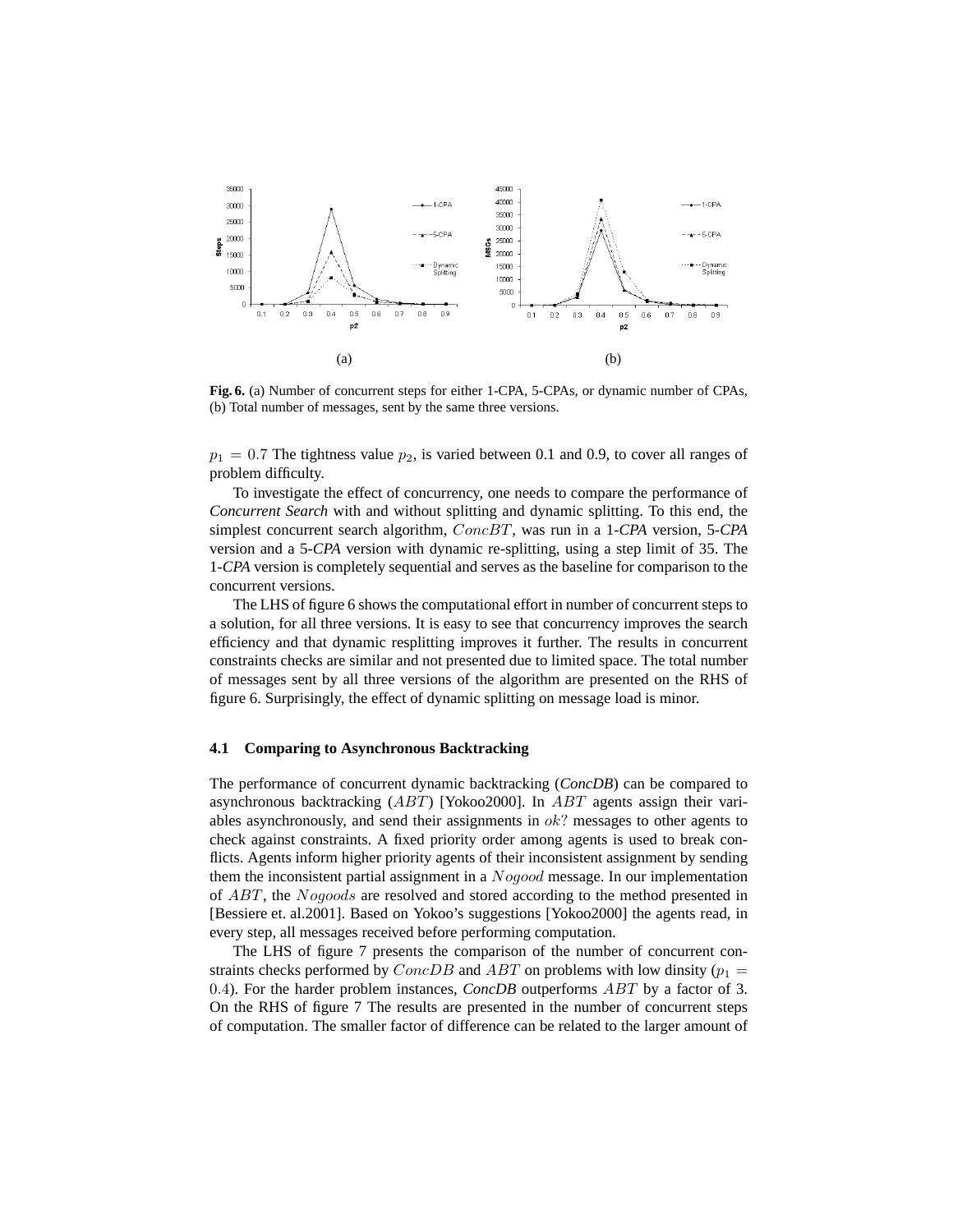(a) (b)

**Fig. 6.** (a) Number of concurrent steps for either 1-CPA, 5-CPAs, or dynamic number of CPAs, (b) Total number of messages, sent by the same three versions.

$p_1 = 0.7$ The tightness value $p_2$, is varied between 0.1 and 0.9, to cover all ranges of problem difficulty.

To investigate the effect of concurrency, one needs to compare the performance of *Concurrent Search* with and without splitting and dynamic splitting. To this end, the simplest concurrent search algorithm, $ConcBT$, was run in a 1-*CPA* version, 5-*CPA* version and a 5-*CPA* version with dynamic re-splitting, using a step limit of 35. The 1-*CPA* version is completely sequential and serves as the baseline for comparison to the concurrent versions.

The LHS of figure 6 shows the computational effort in number of concurrent steps to a solution, for all three versions. It is easy to see that concurrency improves the search efficiency and that dynamic resplitting improves it further. The results in concurrent constraints checks are similar and not presented due to limited space. The total number of messages sent by all three versions of the algorithm are presented on the RHS of figure 6. Surprisingly, the effect of dynamic splitting on message load is minor.

### 4.1 Comparing to Asynchronous Backtracking

The performance of concurrent dynamic backtracking (*ConcDB*) can be compared to asynchronous backtracking ($ABT$) [Yokoo2000]. In $ABT$ agents assign their variables asynchronously, and send their assignments in $ok?$ messages to other agents to check against constraints. A fixed priority order among agents is used to break conflicts. Agents inform higher priority agents of their inconsistent assignment by sending them the inconsistent partial assignment in a $Nogood$ message. In our implementation of $ABT$, the $Nogoods$ are resolved and stored according to the method presented in [Bessiere et. al.2001]. Based on Yokoo's suggestions [Yokoo2000] the agents read, in every step, all messages received before performing computation.

The LHS of figure 7 presents the comparison of the number of concurrent constraints checks performed by $ConcDB$ and $ABT$ on problems with low dinsity ($p_1 = 0.4$). For the harder problem instances, *ConcDB* outperforms $ABT$ by a factor of 3. On the RHS of figure 7 The results are presented in the number of concurrent steps of computation. The smaller factor of difference can be related to the larger amount of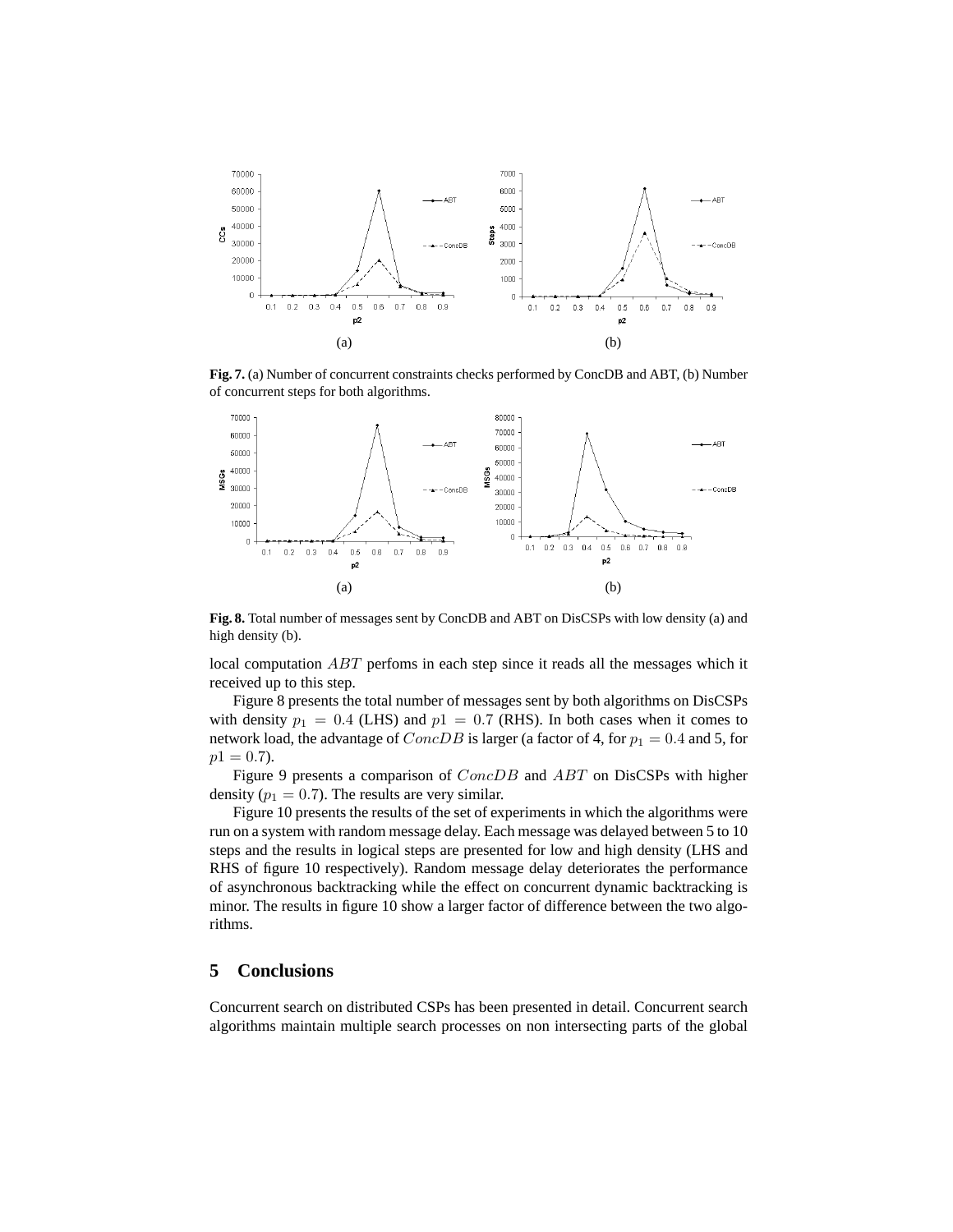**Fig. 7.** (a) Number of concurrent constraints checks performed by ConcDB and ABT, (b) Number of concurrent steps for both algorithms.

**Fig. 8.** Total number of messages sent by ConcDB and ABT on DisCSPs with low density (a) and high density (b).

local computation $ABT$ perfoms in each step since it reads all the messages which it received up to this step.

Figure 8 presents the total number of messages sent by both algorithms on DisCSPs with density $p_1 = 0.4$ (LHS) and $p1 = 0.7$ (RHS). In both cases when it comes to network load, the advantage of $ConcDB$ is larger (a factor of 4, for $p_1 = 0.4$ and 5, for $p1 = 0.7$).

Figure 9 presents a comparison of $ConcDB$ and $ABT$ on DisCSPs with higher density ($p_1 = 0.7$). The results are very similar.

Figure 10 presents the results of the set of experiments in which the algorithms were run on a system with random message delay. Each message was delayed between 5 to 10 steps and the results in logical steps are presented for low and high density (LHS and RHS of figure 10 respectively). Random message delay deteriorates the performance of asynchronous backtracking while the effect on concurrent dynamic backtracking is minor. The results in figure 10 show a larger factor of difference between the two algorithms.

## 5 Conclusions

Concurrent search on distributed CSPs has been presented in detail. Concurrent search algorithms maintain multiple search processes on non intersecting parts of the global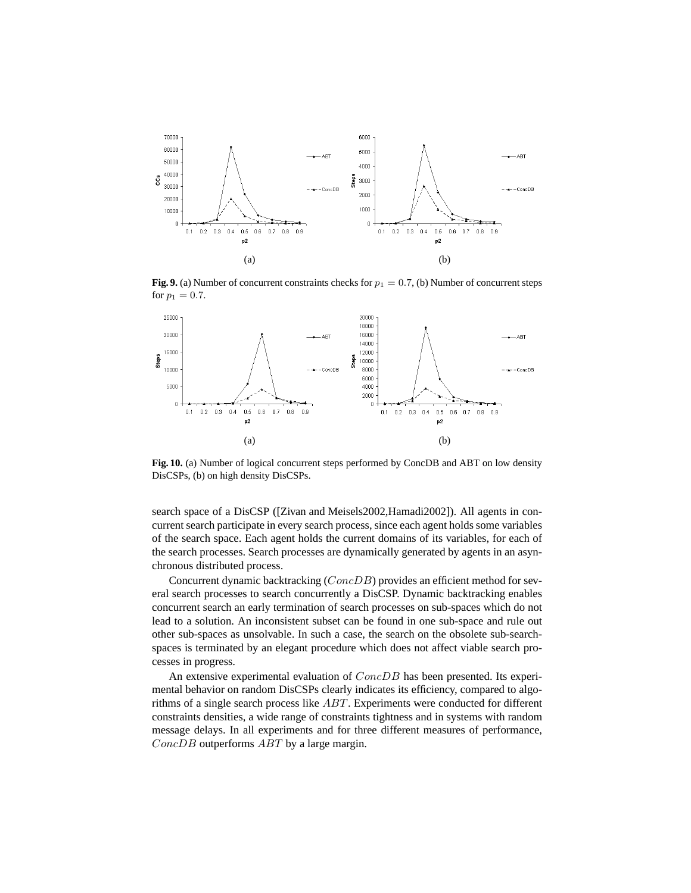**Fig. 9.** (a) Number of concurrent constraints checks for $p_1 = 0.7$, (b) Number of concurrent steps for $p_1 = 0.7$.

**Fig. 10.** (a) Number of logical concurrent steps performed by ConcDB and ABT on low density DisCSPs, (b) on high density DisCSPs.

search space of a DisCSP ([Zivan and Meisels2002,Hamadi2002]). All agents in concurrent search participate in every search process, since each agent holds some variables of the search space. Each agent holds the current domains of its variables, for each of the search processes. Search processes are dynamically generated by agents in an asynchronous distributed process.

Concurrent dynamic backtracking ($ConcDB$) provides an efficient method for several search processes to search concurrently a DisCSP. Dynamic backtracking enables concurrent search an early termination of search processes on sub-spaces which do not lead to a solution. An inconsistent subset can be found in one sub-space and rule out other sub-spaces as unsolvable. In such a case, the search on the obsolete sub-search-spaces is terminated by an elegant procedure which does not affect viable search processes in progress.

An extensive experimental evaluation of $ConcDB$ has been presented. Its experimental behavior on random DisCSPs clearly indicates its efficiency, compared to algorithms of a single search process like $ABT$. Experiments were conducted for different constraints densities, a wide range of constraints tightness and in systems with random message delays. In all experiments and for three different measures of performance, $ConcDB$ outperforms $ABT$ by a large margin.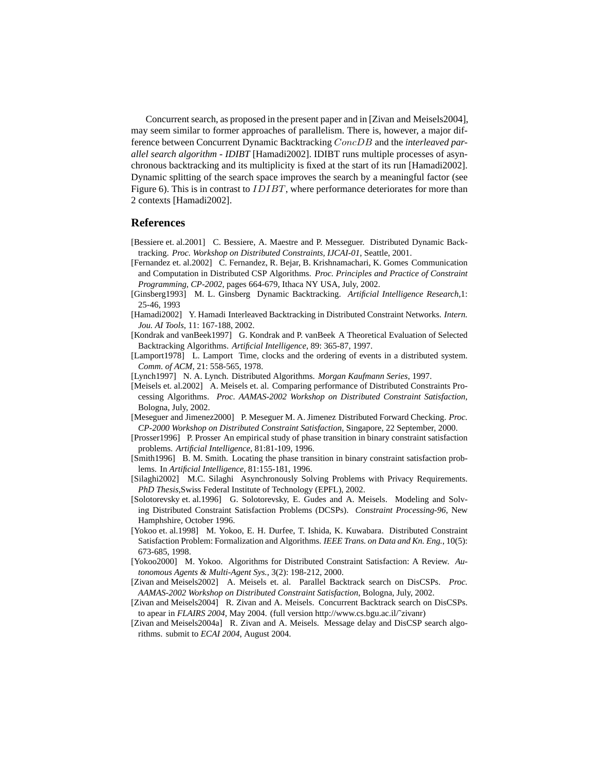Concurrent search, as proposed in the present paper and in [Zivan and Meisels2004], may seem similar to former approaches of parallelism. There is, however, a major difference between Concurrent Dynamic Backtracking $ConcDB$ and the *interleaved parallel search algorithm - IDIBT* [Hamadi2002]. IDIBT runs multiple processes of asynchronous backtracking and its multiplicity is fixed at the start of its run [Hamadi2002]. Dynamic splitting of the search space improves the search by a meaningful factor (see Figure 6). This is in contrast to $IDIBT$, where performance deteriorates for more than 2 contexts [Hamadi2002].

## References

[Bessiere et. al.2001] C. Bessiere, A. Maestre and P. Messeguer. Distributed Dynamic Backtracking. *Proc. Workshop on Distributed Constraints, IJCAI-01*, Seattle, 2001.

[Fernandez et. al.2002] C. Fernandez, R. Bejar, B. Krishnamachari, K. Gomes Communication and Computation in Distributed CSP Algorithms. *Proc. Principles and Practice of Constraint Programming, CP-2002*, pages 664-679, Ithaca NY USA, July, 2002.

[Ginsberg1993] M. L. Ginsberg Dynamic Backtracking. *Artificial Intelligence Research*,1: 25-46, 1993

[Hamadi2002] Y. Hamadi Interleaved Backtracking in Distributed Constraint Networks. *Intern. Jou. AI Tools*, 11: 167-188, 2002.

[Kondrak and vanBeek1997] G. Kondrak and P. vanBeek A Theoretical Evaluation of Selected Backtracking Algorithms. *Artificial Intelligence*, 89: 365-87, 1997.

[Lamport1978] L. Lamport Time, clocks and the ordering of events in a distributed system. *Comm. of ACM*, 21: 558-565, 1978.

[Lynch1997] N. A. Lynch. Distributed Algorithms. *Morgan Kaufmann Series*, 1997.

[Meisels et. al.2002] A. Meisels et. al. Comparing performance of Distributed Constraints Processing Algorithms. *Proc. AAMAS-2002 Workshop on Distributed Constraint Satisfaction*, Bologna, July, 2002.

[Meseguer and Jimenez2000] P. Meseguer M. A. Jimenez Distributed Forward Checking. *Proc. CP-2000 Workshop on Distributed Constraint Satisfaction*, Singapore, 22 September, 2000.

[Prosser1996] P. Prosser An empirical study of phase transition in binary constraint satisfaction problems. *Artificial Intelligence*, 81:81-109, 1996.

[Smith1996] B. M. Smith. Locating the phase transition in binary constraint satisfaction problems. In *Artificial Intelligence*, 81:155-181, 1996.

[Silaghi2002] M.C. Silaghi Asynchronously Solving Problems with Privacy Requirements. *PhD Thesis*,Swiss Federal Institute of Technology (EPFL), 2002.

[Solotorevsky et. al.1996] G. Solotorevsky, E. Gudes and A. Meisels. Modeling and Solving Distributed Constraint Satisfaction Problems (DCSPs). *Constraint Processing-96*, New Hamphshire, October 1996.

[Yokoo et. al.1998] M. Yokoo, E. H. Durfee, T. Ishida, K. Kuwabara. Distributed Constraint Satisfaction Problem: Formalization and Algorithms. *IEEE Trans. on Data and Kn. Eng.*, 10(5): 673-685, 1998.

[Yokoo2000] M. Yokoo. Algorithms for Distributed Constraint Satisfaction: A Review. *Autonomous Agents & Multi-Agent Sys.*, 3(2): 198-212, 2000.

[Zivan and Meisels2002] A. Meisels et. al. Parallel Backtrack search on DisCSPs. *Proc. AAMAS-2002 Workshop on Distributed Constraint Satisfaction*, Bologna, July, 2002.

[Zivan and Meisels2004] R. Zivan and A. Meisels. Concurrent Backtrack search on DisCSPs. to apear in *FLAIRS 2004*, May 2004. (full version http://www.cs.bgu.ac.il/~zivanr)

[Zivan and Meisels2004a] R. Zivan and A. Meisels. Message delay and DisCSP search algorithms. submit to *ECAI 2004*, August 2004.